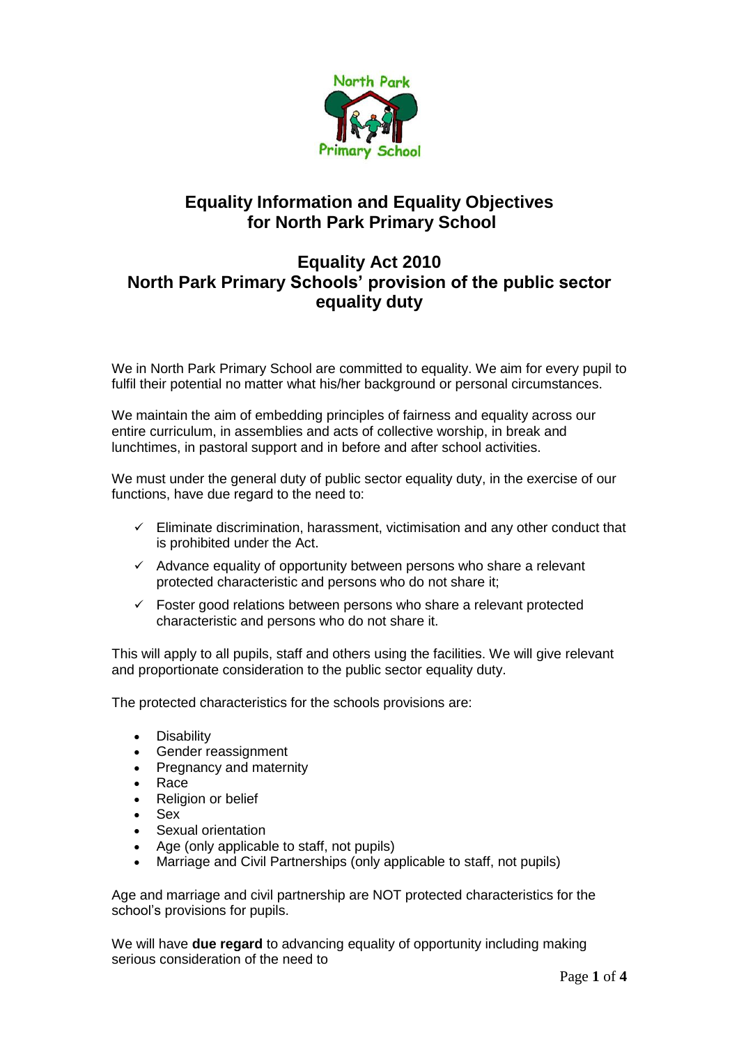# Equality Information and Equality Objectives for North Park Primary School

## Equality Act 2010
## North Park Primary Schools' provision of the public sector equality duty

We in North Park Primary School are committed to equality. We aim for every pupil to fulfil their potential no matter what his/her background or personal circumstances.

We maintain the aim of embedding principles of fairness and equality across our entire curriculum, in assemblies and acts of collective worship, in break and lunchtimes, in pastoral support and in before and after school activities.

We must under the general duty of public sector equality duty, in the exercise of our functions, have due regard to the need to:

- ✓ Eliminate discrimination, harassment, victimisation and any other conduct that is prohibited under the Act.
- ✓ Advance equality of opportunity between persons who share a relevant protected characteristic and persons who do not share it;
- ✓ Foster good relations between persons who share a relevant protected characteristic and persons who do not share it.

This will apply to all pupils, staff and others using the facilities. We will give relevant and proportionate consideration to the public sector equality duty.

The protected characteristics for the schools provisions are:

- Disability
- Gender reassignment
- Pregnancy and maternity
- Race
- Religion or belief
- Sex
- Sexual orientation
- Age (only applicable to staff, not pupils)
- Marriage and Civil Partnerships (only applicable to staff, not pupils)

Age and marriage and civil partnership are NOT protected characteristics for the school's provisions for pupils.

We will have **due regard** to advancing equality of opportunity including making serious consideration of the need to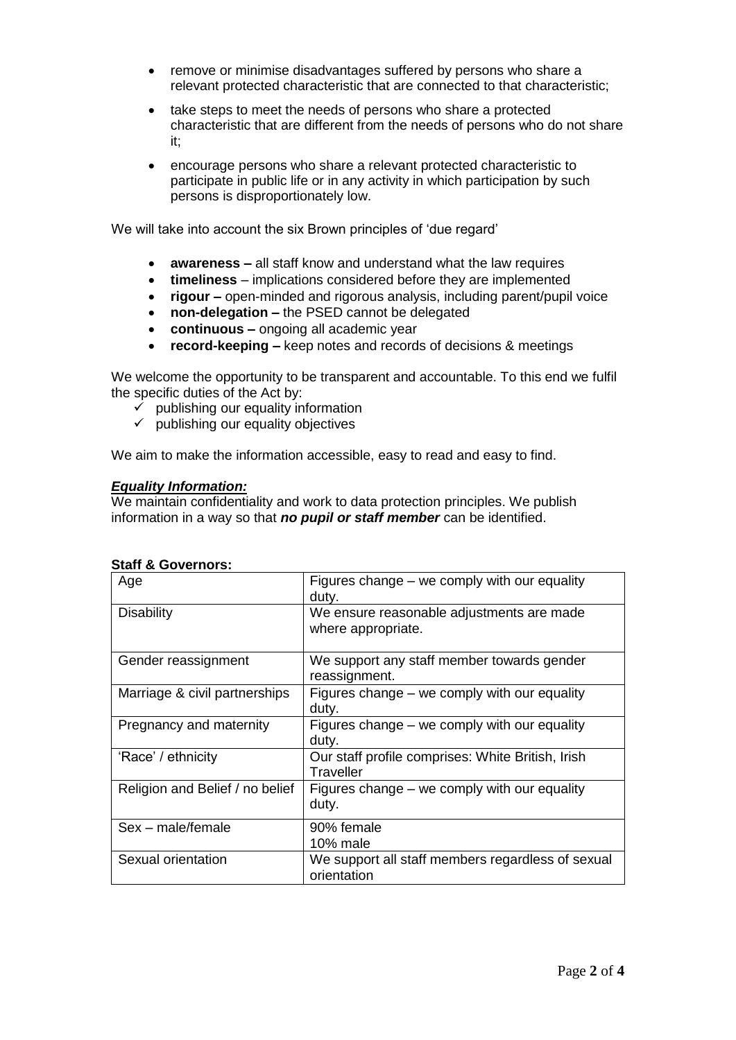- remove or minimise disadvantages suffered by persons who share a relevant protected characteristic that are connected to that characteristic;
- take steps to meet the needs of persons who share a protected characteristic that are different from the needs of persons who do not share it;
- encourage persons who share a relevant protected characteristic to participate in public life or in any activity in which participation by such persons is disproportionately low.

We will take into account the six Brown principles of 'due regard'

- **awareness –** all staff know and understand what the law requires
- **timeliness** – implications considered before they are implemented
- **rigour –** open-minded and rigorous analysis, including parent/pupil voice
- **non-delegation –** the PSED cannot be delegated
- **continuous –** ongoing all academic year
- **record-keeping –** keep notes and records of decisions & meetings

We welcome the opportunity to be transparent and accountable. To this end we fulfil the specific duties of the Act by:

- ✓ publishing our equality information
- ✓ publishing our equality objectives

We aim to make the information accessible, easy to read and easy to find.

***Equality Information:***

We maintain confidentiality and work to data protection principles. We publish information in a way so that ***no pupil or staff member*** can be identified.

**Staff & Governors:**

| Age | Figures change – we comply with our equality duty. |
|---|---|
| Disability | We ensure reasonable adjustments are made where appropriate. |
| Gender reassignment | We support any staff member towards gender reassignment. |
| Marriage & civil partnerships | Figures change – we comply with our equality duty. |
| Pregnancy and maternity | Figures change – we comply with our equality duty. |
| 'Race' / ethnicity | Our staff profile comprises: White British, Irish Traveller |
| Religion and Belief / no belief | Figures change – we comply with our equality duty. |
| Sex – male/female | 90% female<br>10% male |
| Sexual orientation | We support all staff members regardless of sexual orientation |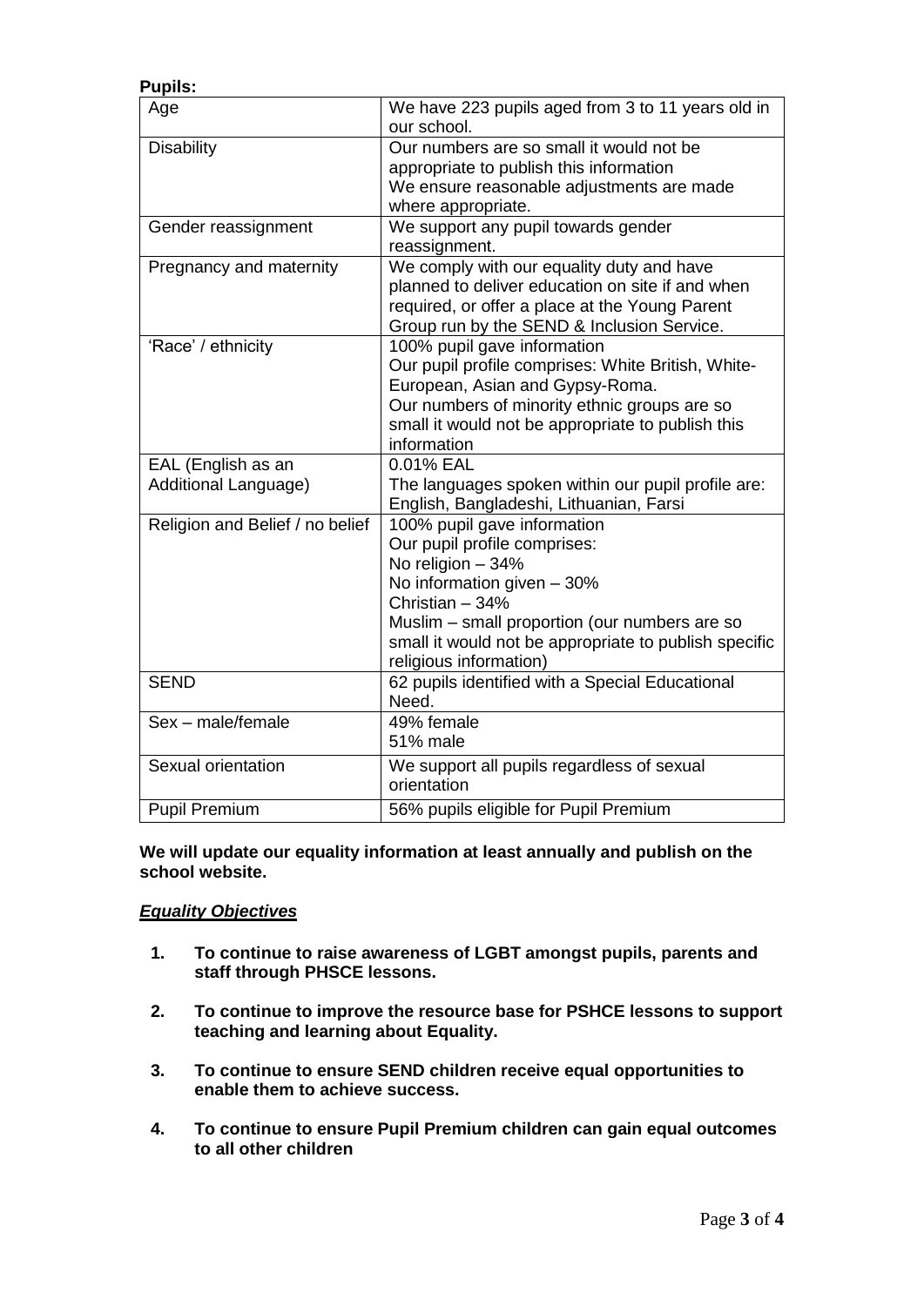**Pupils:**

| Age | We have 223 pupils aged from 3 to 11 years old in our school. |
|---|---|
| Disability | Our numbers are so small it would not be appropriate to publish this information<br>We ensure reasonable adjustments are made where appropriate. |
| Gender reassignment | We support any pupil towards gender reassignment. |
| Pregnancy and maternity | We comply with our equality duty and have planned to deliver education on site if and when required, or offer a place at the Young Parent Group run by the SEND & Inclusion Service. |
| 'Race' / ethnicity | 100% pupil gave information<br>Our pupil profile comprises: White British, White-European, Asian and Gypsy-Roma.<br>Our numbers of minority ethnic groups are so small it would not be appropriate to publish this information |
| EAL (English as an Additional Language) | 0.01% EAL<br>The languages spoken within our pupil profile are: English, Bangladeshi, Lithuanian, Farsi |
| Religion and Belief / no belief | 100% pupil gave information<br>Our pupil profile comprises:<br>No religion – 34%<br>No information given – 30%<br>Christian – 34%<br>Muslim – small proportion (our numbers are so small it would not be appropriate to publish specific religious information) |
| SEND | 62 pupils identified with a Special Educational Need. |
| Sex – male/female | 49% female<br>51% male |
| Sexual orientation | We support all pupils regardless of sexual orientation |
| Pupil Premium | 56% pupils eligible for Pupil Premium |

**We will update our equality information at least annually and publish on the school website.**

***Equality Objectives***

1. **To continue to raise awareness of LGBT amongst pupils, parents and staff through PHSCE lessons.**

2. **To continue to improve the resource base for PSHCE lessons to support teaching and learning about Equality.**

3. **To continue to ensure SEND children receive equal opportunities to enable them to achieve success.**

4. **To continue to ensure Pupil Premium children can gain equal outcomes to all other children**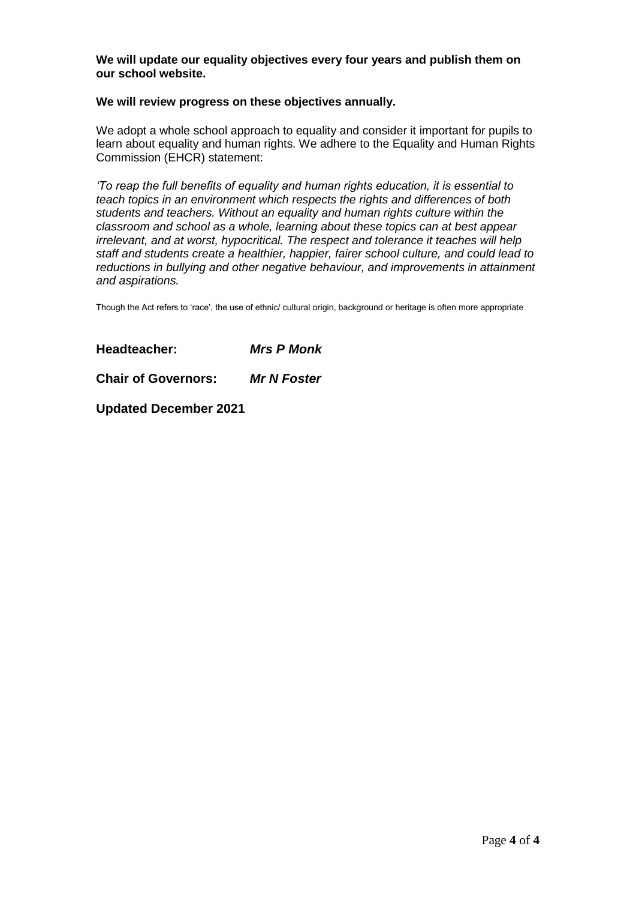**We will update our equality objectives every four years and publish them on our school website.**

**We will review progress on these objectives annually.**

We adopt a whole school approach to equality and consider it important for pupils to learn about equality and human rights. We adhere to the Equality and Human Rights Commission (EHCR) statement:

*'To reap the full benefits of equality and human rights education, it is essential to teach topics in an environment which respects the rights and differences of both students and teachers. Without an equality and human rights culture within the classroom and school as a whole, learning about these topics can at best appear irrelevant, and at worst, hypocritical. The respect and tolerance it teaches will help staff and students create a healthier, happier, fairer school culture, and could lead to reductions in bullying and other negative behaviour, and improvements in attainment and aspirations.*

Though the Act refers to 'race', the use of ethnic/ cultural origin, background or heritage is often more appropriate

**Headteacher:** ***Mrs P Monk***

**Chair of Governors:** ***Mr N Foster***

**Updated December 2021**